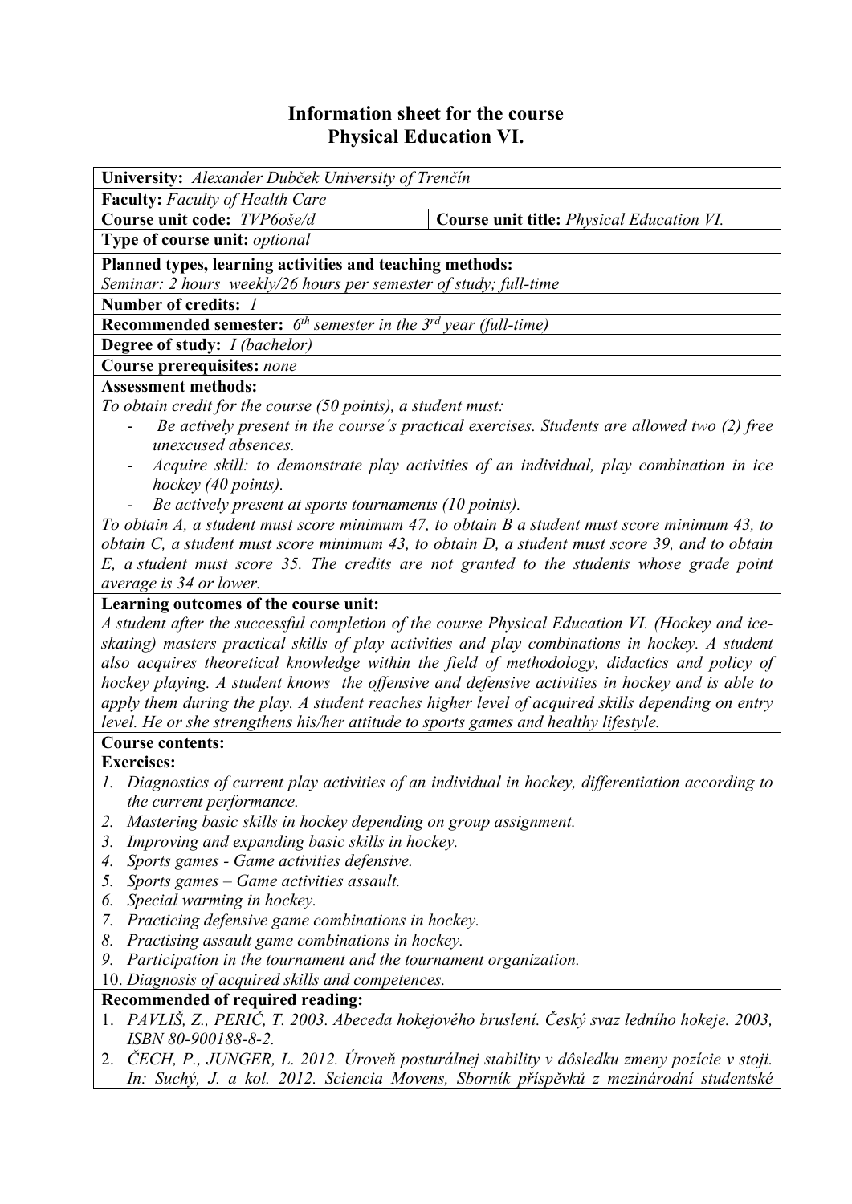# Information sheet for the course
# Physical Education VI.

**University:** *Alexander Dubček University of Trenčín*

**Faculty:** *Faculty of Health Care*

| **Course unit code:** *TVP6oše/d* | **Course unit title:** *Physical Education VI.* |
|---|---|

**Type of course unit:** *optional*

**Planned types, learning activities and teaching methods:**
*Seminar: 2 hours weekly/26 hours per semester of study; full-time*

**Number of credits:** *1*

**Recommended semester:** *6th semester in the 3rd year (full-time)*

**Degree of study:** *I (bachelor)*

**Course prerequisites:** *none*

**Assessment methods:**
*To obtain credit for the course (50 points), a student must:*
- *Be actively present in the course´s practical exercises. Students are allowed two (2) free unexcused absences.*
- *Acquire skill: to demonstrate play activities of an individual, play combination in ice hockey (40 points).*
- *Be actively present at sports tournaments (10 points).*

*To obtain A, a student must score minimum 47, to obtain B a student must score minimum 43, to obtain C, a student must score minimum 43, to obtain D, a student must score 39, and to obtain E, a student must score 35. The credits are not granted to the students whose grade point average is 34 or lower.*

**Learning outcomes of the course unit:**
*A student after the successful completion of the course Physical Education VI. (Hockey and ice-skating) masters practical skills of play activities and play combinations in hockey. A student also acquires theoretical knowledge within the field of methodology, didactics and policy of hockey playing. A student knows the offensive and defensive activities in hockey and is able to apply them during the play. A student reaches higher level of acquired skills depending on entry level. He or she strengthens his/her attitude to sports games and healthy lifestyle.*

**Course contents:**

**Exercises:**
1. *Diagnostics of current play activities of an individual in hockey, differentiation according to the current performance.*
2. *Mastering basic skills in hockey depending on group assignment.*
3. *Improving and expanding basic skills in hockey.*
4. *Sports games - Game activities defensive.*
5. *Sports games – Game activities assault.*
6. *Special warming in hockey.*
7. *Practicing defensive game combinations in hockey.*
8. *Practising assault game combinations in hockey.*
9. *Participation in the tournament and the tournament organization.*
10. *Diagnosis of acquired skills and competences.*

**Recommended of required reading:**
1. *PAVLIŠ, Z., PERIČ, T. 2003. Abeceda hokejového bruslení. Český svaz ledního hokeje. 2003, ISBN 80-900188-8-2.*
2. *ČECH, P., JUNGER, L. 2012. Úroveň posturálnej stability v dôsledku zmeny pozície v stoji. In: Suchý, J. a kol. 2012. Sciencia Movens, Sborník příspěvků z mezinárodní studentské*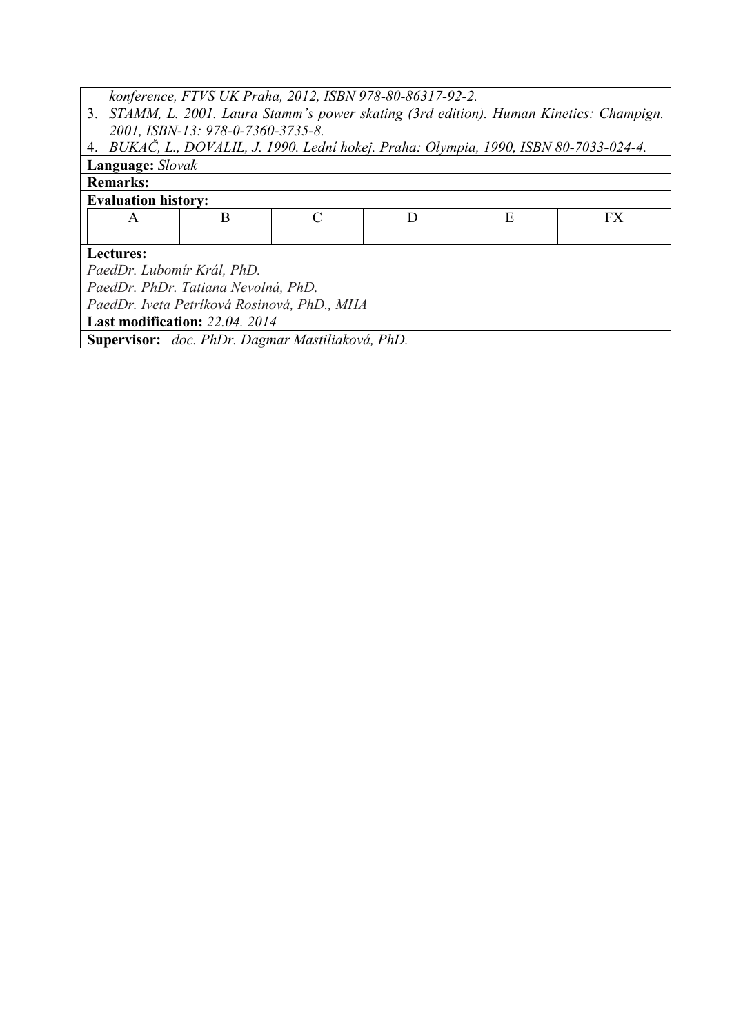*konference, FTVS UK Praha, 2012, ISBN 978-80-86317-92-2.*

3. *STAMM, L. 2001. Laura Stamm's power skating (3rd edition). Human Kinetics: Champign. 2001, ISBN-13: 978-0-7360-3735-8.*
4. *BUKAČ, L., DOVALIL, J. 1990. Lední hokej. Praha: Olympia, 1990, ISBN 80-7033-024-4.*

**Language:** *Slovak*

**Remarks:**

**Evaluation history:**

| A | B | C | D | E | FX |
|---|---|---|---|---|---|
| | | | | | |

**Lectures:**

*PaedDr. Lubomír Král, PhD.*

*PaedDr. PhDr. Tatiana Nevolná, PhD.*

*PaedDr. Iveta Petríková Rosinová, PhD., MHA*

**Last modification:** *22.04. 2014*

**Supervisor:** *doc. PhDr. Dagmar Mastiliaková, PhD.*